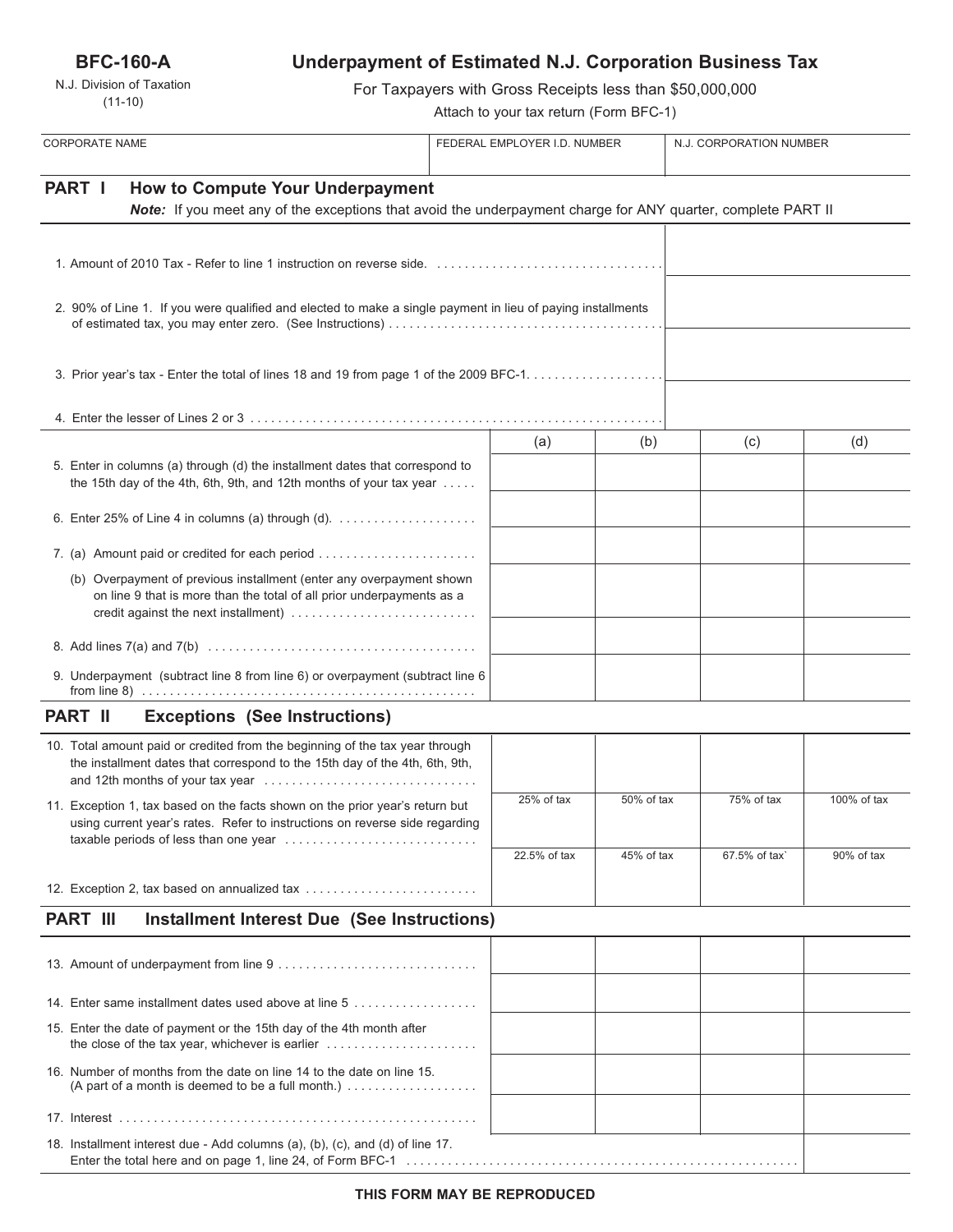**BFC-160-A**

N.J. Division of Taxation
(11-10)

# Underpayment of Estimated N.J. Corporation Business Tax

For Taxpayers with Gross Receipts less than $50,000,000

Attach to your tax return (Form BFC-1)

| CORPORATE NAME | FEDERAL EMPLOYER I.D. NUMBER | N.J. CORPORATION NUMBER |
|---|---|---|
| | | |

## PART I How to Compute Your Underpayment

***Note:*** If you meet any of the exceptions that avoid the underpayment charge for ANY quarter, complete PART II

| | |
|---|---|
| 1. Amount of 2010 Tax - Refer to line 1 instruction on reverse side. | |
| 2. 90% of Line 1. If you were qualified and elected to make a single payment in lieu of paying installments of estimated tax, you may enter zero. (See Instructions) | |
| 3. Prior year's tax - Enter the total of lines 18 and 19 from page 1 of the 2009 BFC-1. | |
| 4. Enter the lesser of Lines 2 or 3 | |

| | (a) | (b) | (c) | (d) |
|---|---|---|---|---|
| 5. Enter in columns (a) through (d) the installment dates that correspond to the 15th day of the 4th, 6th, 9th, and 12th months of your tax year | | | | |
| 6. Enter 25% of Line 4 in columns (a) through (d). | | | | |
| 7. (a) Amount paid or credited for each period | | | | |
| (b) Overpayment of previous installment (enter any overpayment shown on line 9 that is more than the total of all prior underpayments as a credit against the next installment) | | | | |
| 8. Add lines 7(a) and 7(b) | | | | |
| 9. Underpayment (subtract line 8 from line 6) or overpayment (subtract line 6 from line 8) | | | | |

## PART II Exceptions (See Instructions)

| | | | | |
|---|---|---|---|---|
| 10. Total amount paid or credited from the beginning of the tax year through the installment dates that correspond to the 15th day of the 4th, 6th, 9th, and 12th months of your tax year | | | | |
| 11. Exception 1, tax based on the facts shown on the prior year's return but using current year's rates. Refer to instructions on reverse side regarding taxable periods of less than one year | 25% of tax | 50% of tax | 75% of tax | 100% of tax |
| 12. Exception 2, tax based on annualized tax | 22.5% of tax | 45% of tax | 67.5% of tax` | 90% of tax |

## PART III Installment Interest Due (See Instructions)

| | | | | |
|---|---|---|---|---|
| 13. Amount of underpayment from line 9 | | | | |
| 14. Enter same installment dates used above at line 5 | | | | |
| 15. Enter the date of payment or the 15th day of the 4th month after the close of the tax year, whichever is earlier | | | | |
| 16. Number of months from the date on line 14 to the date on line 15. (A part of a month is deemed to be a full month.) | | | | |
| 17. Interest | | | | |
| 18. Installment interest due - Add columns (a), (b), (c), and (d) of line 17. Enter the total here and on page 1, line 24, of Form BFC-1 | | | | |

**THIS FORM MAY BE REPRODUCED**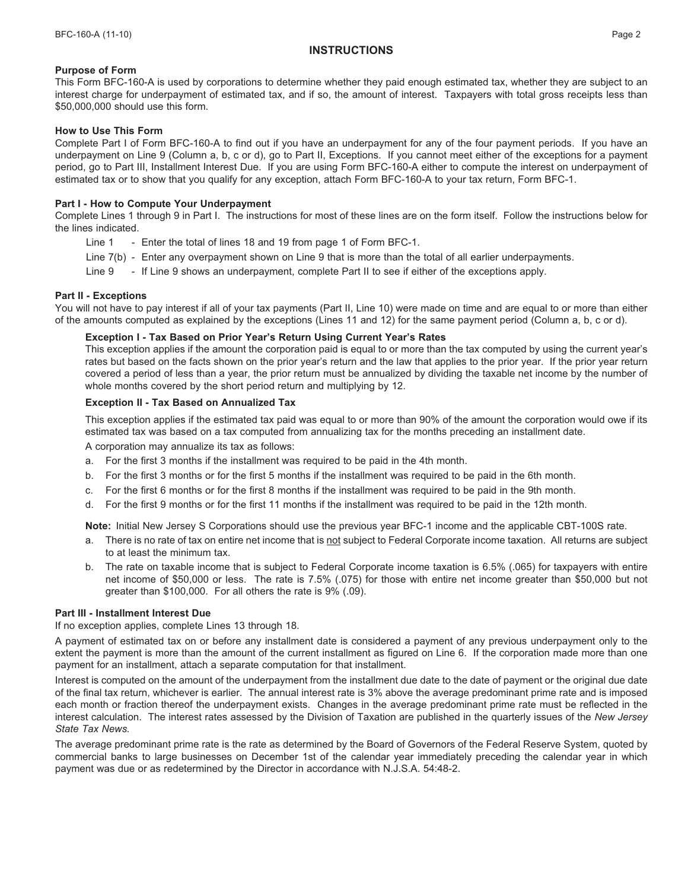# INSTRUCTIONS

**Purpose of Form**

This Form BFC-160-A is used by corporations to determine whether they paid enough estimated tax, whether they are subject to an interest charge for underpayment of estimated tax, and if so, the amount of interest. Taxpayers with total gross receipts less than $50,000,000 should use this form.

**How to Use This Form**

Complete Part I of Form BFC-160-A to find out if you have an underpayment for any of the four payment periods. If you have an underpayment on Line 9 (Column a, b, c or d), go to Part II, Exceptions. If you cannot meet either of the exceptions for a payment period, go to Part III, Installment Interest Due. If you are using Form BFC-160-A either to compute the interest on underpayment of estimated tax or to show that you qualify for any exception, attach Form BFC-160-A to your tax return, Form BFC-1.

**Part I - How to Compute Your Underpayment**

Complete Lines 1 through 9 in Part I. The instructions for most of these lines are on the form itself. Follow the instructions below for the lines indicated.

- Line 1 - Enter the total of lines 18 and 19 from page 1 of Form BFC-1.
- Line 7(b) - Enter any overpayment shown on Line 9 that is more than the total of all earlier underpayments.
- Line 9 - If Line 9 shows an underpayment, complete Part II to see if either of the exceptions apply.

**Part II - Exceptions**

You will not have to pay interest if all of your tax payments (Part II, Line 10) were made on time and are equal to or more than either of the amounts computed as explained by the exceptions (Lines 11 and 12) for the same payment period (Column a, b, c or d).

**Exception I - Tax Based on Prior Year's Return Using Current Year's Rates**

This exception applies if the amount the corporation paid is equal to or more than the tax computed by using the current year's rates but based on the facts shown on the prior year's return and the law that applies to the prior year. If the prior year return covered a period of less than a year, the prior return must be annualized by dividing the taxable net income by the number of whole months covered by the short period return and multiplying by 12.

**Exception II - Tax Based on Annualized Tax**

This exception applies if the estimated tax paid was equal to or more than 90% of the amount the corporation would owe if its estimated tax was based on a tax computed from annualizing tax for the months preceding an installment date.

A corporation may annualize its tax as follows:

a. For the first 3 months if the installment was required to be paid in the 4th month.
b. For the first 3 months or for the first 5 months if the installment was required to be paid in the 6th month.
c. For the first 6 months or for the first 8 months if the installment was required to be paid in the 9th month.
d. For the first 9 months or for the first 11 months if the installment was required to be paid in the 12th month.

**Note:** Initial New Jersey S Corporations should use the previous year BFC-1 income and the applicable CBT-100S rate.

a. There is no rate of tax on entire net income that is not subject to Federal Corporate income taxation. All returns are subject to at least the minimum tax.
b. The rate on taxable income that is subject to Federal Corporate income taxation is 6.5% (.065) for taxpayers with entire net income of $50,000 or less. The rate is 7.5% (.075) for those with entire net income greater than $50,000 but not greater than $100,000. For all others the rate is 9% (.09).

**Part III - Installment Interest Due**

If no exception applies, complete Lines 13 through 18.

A payment of estimated tax on or before any installment date is considered a payment of any previous underpayment only to the extent the payment is more than the amount of the current installment as figured on Line 6. If the corporation made more than one payment for an installment, attach a separate computation for that installment.

Interest is computed on the amount of the underpayment from the installment due date to the date of payment or the original due date of the final tax return, whichever is earlier. The annual interest rate is 3% above the average predominant prime rate and is imposed each month or fraction thereof the underpayment exists. Changes in the average predominant prime rate must be reflected in the interest calculation. The interest rates assessed by the Division of Taxation are published in the quarterly issues of the *New Jersey State Tax News.*

The average predominant prime rate is the rate as determined by the Board of Governors of the Federal Reserve System, quoted by commercial banks to large businesses on December 1st of the calendar year immediately preceding the calendar year in which payment was due or as redetermined by the Director in accordance with N.J.S.A. 54:48-2.